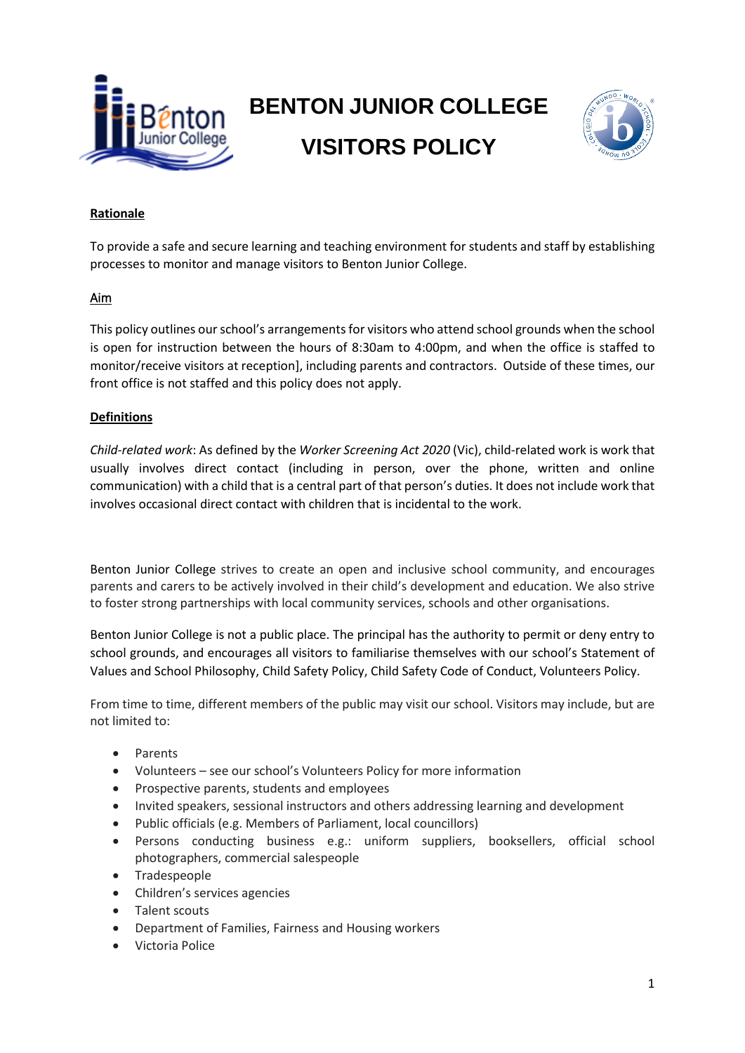# BENTON JUNIOR COLLEGE

# VISITORS POLICY

## Rationale

To provide a safe and secure learning and teaching environment for students and staff by establishing processes to monitor and manage visitors to Benton Junior College.

## Aim

This policy outlines our school's arrangements for visitors who attend school grounds when the school is open for instruction between the hours of 8:30am to 4:00pm, and when the office is staffed to monitor/receive visitors at reception], including parents and contractors. Outside of these times, our front office is not staffed and this policy does not apply.

## Definitions

*Child-related work*: As defined by the *Worker Screening Act 2020* (Vic), child-related work is work that usually involves direct contact (including in person, over the phone, written and online communication) with a child that is a central part of that person's duties. It does not include work that involves occasional direct contact with children that is incidental to the work.

Benton Junior College strives to create an open and inclusive school community, and encourages parents and carers to be actively involved in their child's development and education. We also strive to foster strong partnerships with local community services, schools and other organisations.

Benton Junior College is not a public place. The principal has the authority to permit or deny entry to school grounds, and encourages all visitors to familiarise themselves with our school's Statement of Values and School Philosophy, Child Safety Policy, Child Safety Code of Conduct, Volunteers Policy.

From time to time, different members of the public may visit our school. Visitors may include, but are not limited to:

- Parents
- Volunteers – see our school's Volunteers Policy for more information
- Prospective parents, students and employees
- Invited speakers, sessional instructors and others addressing learning and development
- Public officials (e.g. Members of Parliament, local councillors)
- Persons conducting business e.g.: uniform suppliers, booksellers, official school photographers, commercial salespeople
- Tradespeople
- Children's services agencies
- Talent scouts
- Department of Families, Fairness and Housing workers
- Victoria Police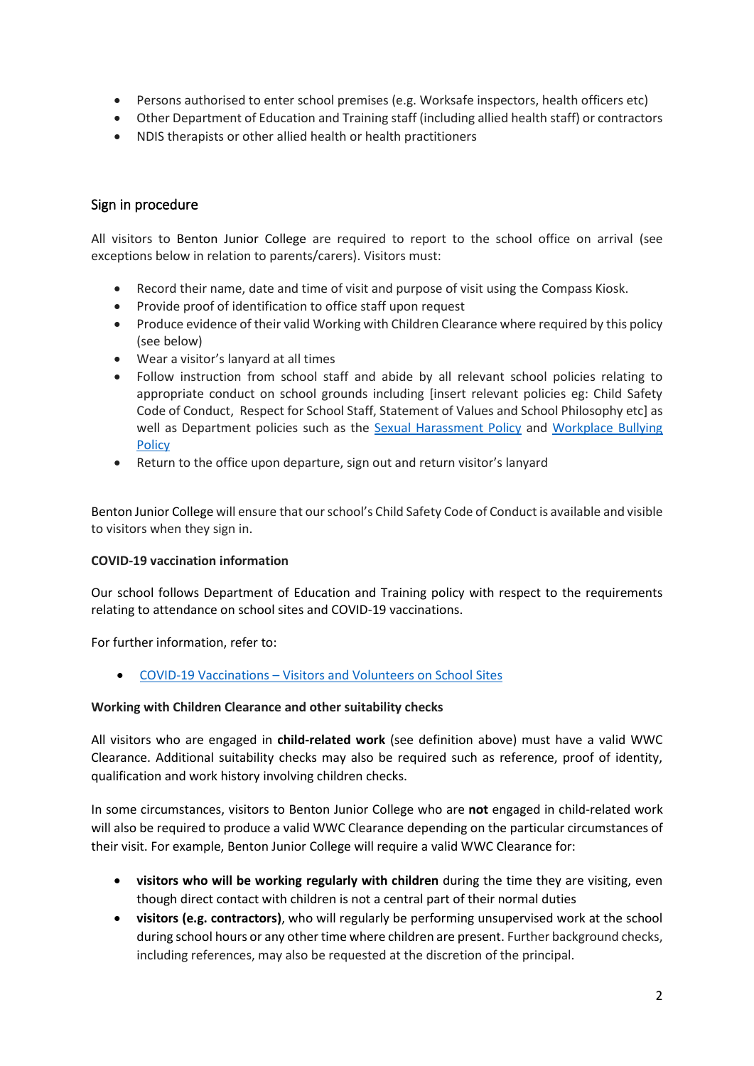- Persons authorised to enter school premises (e.g. Worksafe inspectors, health officers etc)
- Other Department of Education and Training staff (including allied health staff) or contractors
- NDIS therapists or other allied health or health practitioners

## Sign in procedure

All visitors to Benton Junior College are required to report to the school office on arrival (see exceptions below in relation to parents/carers). Visitors must:

- Record their name, date and time of visit and purpose of visit using the Compass Kiosk.
- Provide proof of identification to office staff upon request
- Produce evidence of their valid Working with Children Clearance where required by this policy (see below)
- Wear a visitor's lanyard at all times
- Follow instruction from school staff and abide by all relevant school policies relating to appropriate conduct on school grounds including [insert relevant policies eg: Child Safety Code of Conduct, Respect for School Staff, Statement of Values and School Philosophy etc] as well as Department policies such as the Sexual Harassment Policy and Workplace Bullying Policy
- Return to the office upon departure, sign out and return visitor's lanyard

Benton Junior College will ensure that our school's Child Safety Code of Conduct is available and visible to visitors when they sign in.

**COVID-19 vaccination information**

Our school follows Department of Education and Training policy with respect to the requirements relating to attendance on school sites and COVID-19 vaccinations.

For further information, refer to:

- COVID-19 Vaccinations – Visitors and Volunteers on School Sites

**Working with Children Clearance and other suitability checks**

All visitors who are engaged in **child-related work** (see definition above) must have a valid WWC Clearance. Additional suitability checks may also be required such as reference, proof of identity, qualification and work history involving children checks.

In some circumstances, visitors to Benton Junior College who are **not** engaged in child-related work will also be required to produce a valid WWC Clearance depending on the particular circumstances of their visit. For example, Benton Junior College will require a valid WWC Clearance for:

- **visitors who will be working regularly with children** during the time they are visiting, even though direct contact with children is not a central part of their normal duties
- **visitors (e.g. contractors)**, who will regularly be performing unsupervised work at the school during school hours or any other time where children are present. Further background checks, including references, may also be requested at the discretion of the principal.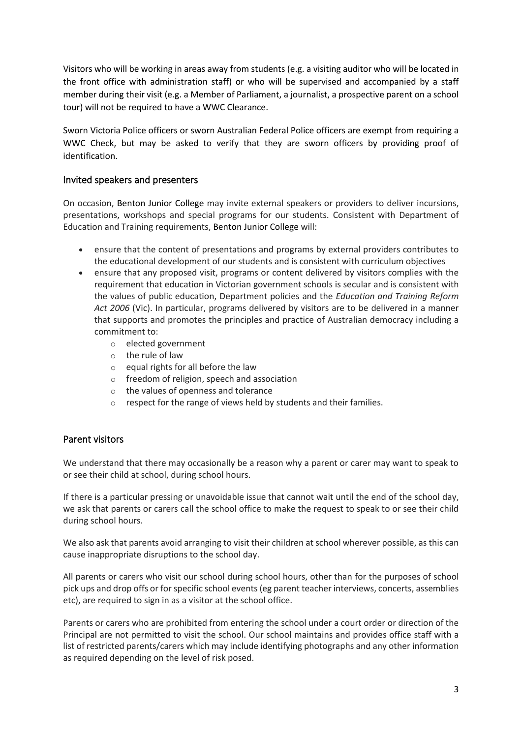Visitors who will be working in areas away from students (e.g. a visiting auditor who will be located in the front office with administration staff) or who will be supervised and accompanied by a staff member during their visit (e.g. a Member of Parliament, a journalist, a prospective parent on a school tour) will not be required to have a WWC Clearance.

Sworn Victoria Police officers or sworn Australian Federal Police officers are exempt from requiring a WWC Check, but may be asked to verify that they are sworn officers by providing proof of identification.

## Invited speakers and presenters

On occasion, Benton Junior College may invite external speakers or providers to deliver incursions, presentations, workshops and special programs for our students. Consistent with Department of Education and Training requirements, Benton Junior College will:

- ensure that the content of presentations and programs by external providers contributes to the educational development of our students and is consistent with curriculum objectives
- ensure that any proposed visit, programs or content delivered by visitors complies with the requirement that education in Victorian government schools is secular and is consistent with the values of public education, Department policies and the *Education and Training Reform Act 2006* (Vic). In particular, programs delivered by visitors are to be delivered in a manner that supports and promotes the principles and practice of Australian democracy including a commitment to:
    - elected government
    - the rule of law
    - equal rights for all before the law
    - freedom of religion, speech and association
    - the values of openness and tolerance
    - respect for the range of views held by students and their families.

## Parent visitors

We understand that there may occasionally be a reason why a parent or carer may want to speak to or see their child at school, during school hours.

If there is a particular pressing or unavoidable issue that cannot wait until the end of the school day, we ask that parents or carers call the school office to make the request to speak to or see their child during school hours.

We also ask that parents avoid arranging to visit their children at school wherever possible, as this can cause inappropriate disruptions to the school day.

All parents or carers who visit our school during school hours, other than for the purposes of school pick ups and drop offs or for specific school events (eg parent teacher interviews, concerts, assemblies etc), are required to sign in as a visitor at the school office.

Parents or carers who are prohibited from entering the school under a court order or direction of the Principal are not permitted to visit the school. Our school maintains and provides office staff with a list of restricted parents/carers which may include identifying photographs and any other information as required depending on the level of risk posed.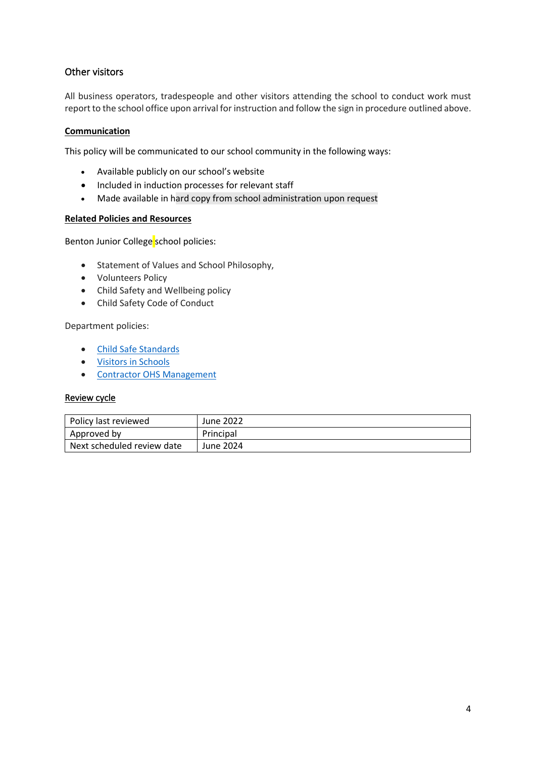## Other visitors

All business operators, tradespeople and other visitors attending the school to conduct work must report to the school office upon arrival for instruction and follow the sign in procedure outlined above.

**Communication**

This policy will be communicated to our school community in the following ways:

- Available publicly on our school's website
- Included in induction processes for relevant staff
- Made available in hard copy from school administration upon request

**Related Policies and Resources**

Benton Junior College school policies:

- Statement of Values and School Philosophy,
- Volunteers Policy
- Child Safety and Wellbeing policy
- Child Safety Code of Conduct

Department policies:

- Child Safe Standards
- Visitors in Schools
- Contractor OHS Management

## Review cycle

| | |
|---|---|
| Policy last reviewed | June 2022 |
| Approved by | Principal |
| Next scheduled review date | June 2024 |